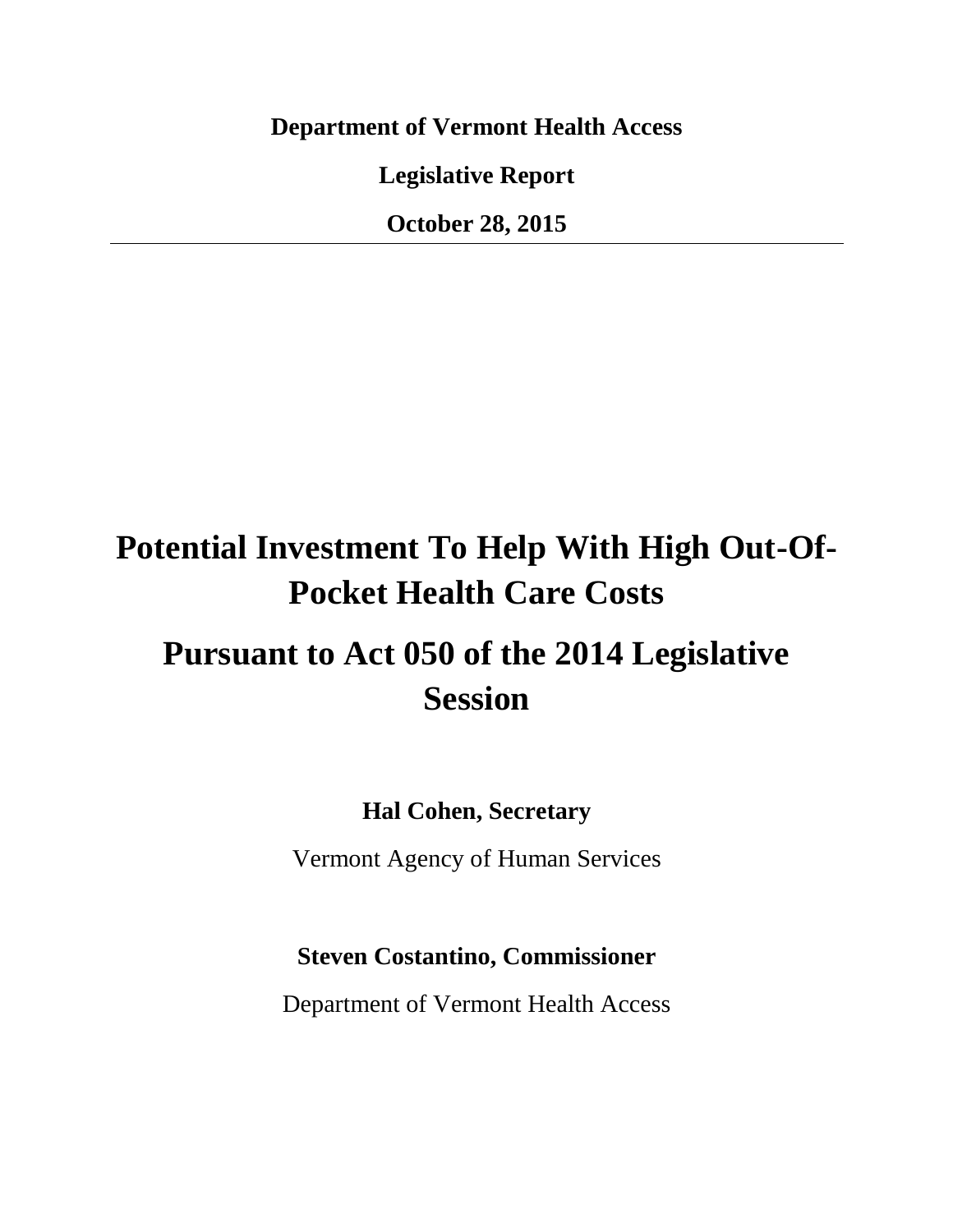**Department of Vermont Health Access**

**Legislative Report**

**October 28, 2015**

---

# Potential Investment To Help With High Out-Of-Pocket Health Care Costs

# Pursuant to Act 050 of the 2014 Legislative Session

**Hal Cohen, Secretary**

Vermont Agency of Human Services

**Steven Costantino, Commissioner**

Department of Vermont Health Access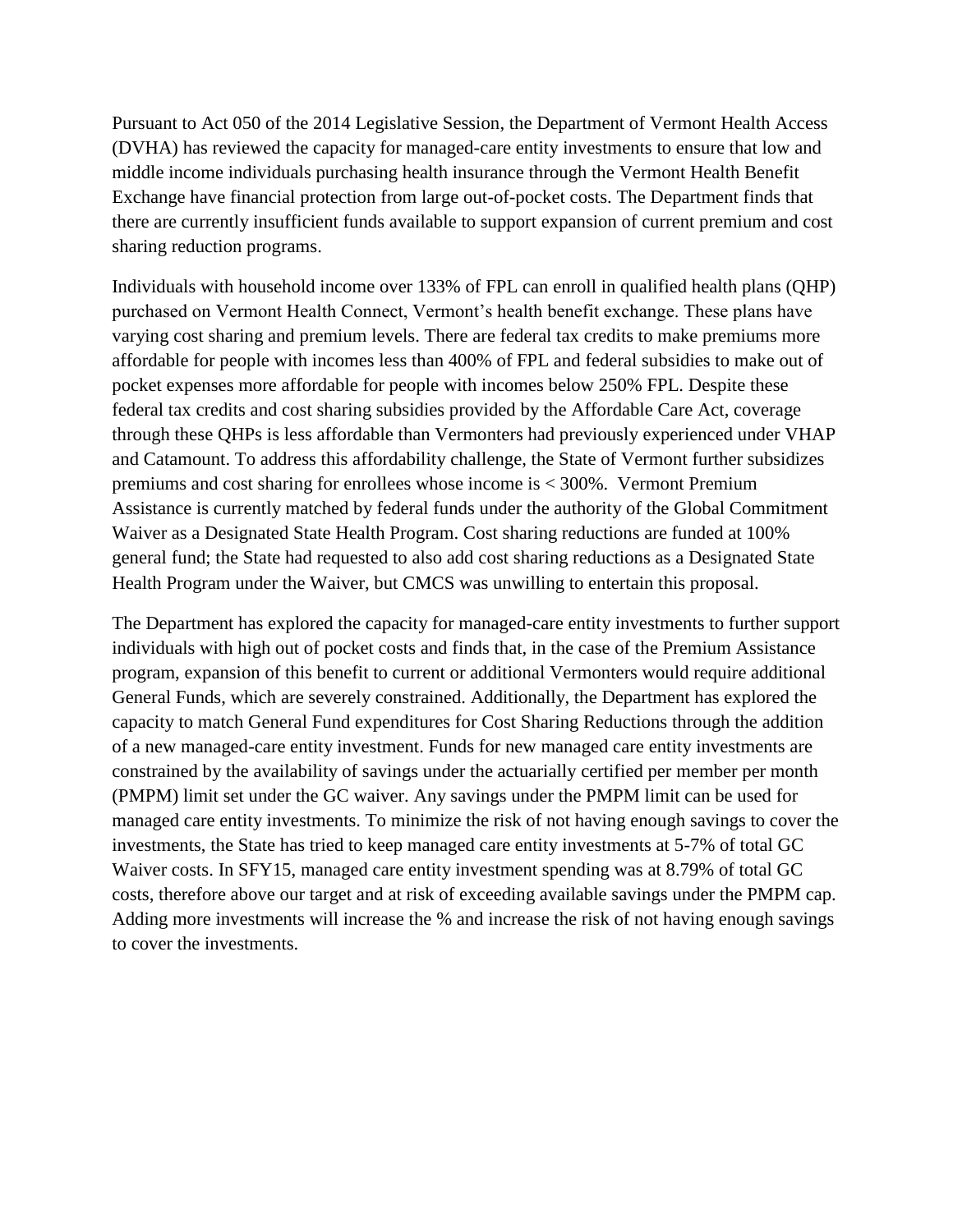Pursuant to Act 050 of the 2014 Legislative Session, the Department of Vermont Health Access (DVHA) has reviewed the capacity for managed-care entity investments to ensure that low and middle income individuals purchasing health insurance through the Vermont Health Benefit Exchange have financial protection from large out-of-pocket costs. The Department finds that there are currently insufficient funds available to support expansion of current premium and cost sharing reduction programs.

Individuals with household income over 133% of FPL can enroll in qualified health plans (QHP) purchased on Vermont Health Connect, Vermont's health benefit exchange. These plans have varying cost sharing and premium levels. There are federal tax credits to make premiums more affordable for people with incomes less than 400% of FPL and federal subsidies to make out of pocket expenses more affordable for people with incomes below 250% FPL. Despite these federal tax credits and cost sharing subsidies provided by the Affordable Care Act, coverage through these QHPs is less affordable than Vermonters had previously experienced under VHAP and Catamount. To address this affordability challenge, the State of Vermont further subsidizes premiums and cost sharing for enrollees whose income is < 300%. Vermont Premium Assistance is currently matched by federal funds under the authority of the Global Commitment Waiver as a Designated State Health Program. Cost sharing reductions are funded at 100% general fund; the State had requested to also add cost sharing reductions as a Designated State Health Program under the Waiver, but CMCS was unwilling to entertain this proposal.

The Department has explored the capacity for managed-care entity investments to further support individuals with high out of pocket costs and finds that, in the case of the Premium Assistance program, expansion of this benefit to current or additional Vermonters would require additional General Funds, which are severely constrained. Additionally, the Department has explored the capacity to match General Fund expenditures for Cost Sharing Reductions through the addition of a new managed-care entity investment. Funds for new managed care entity investments are constrained by the availability of savings under the actuarially certified per member per month (PMPM) limit set under the GC waiver. Any savings under the PMPM limit can be used for managed care entity investments. To minimize the risk of not having enough savings to cover the investments, the State has tried to keep managed care entity investments at 5-7% of total GC Waiver costs. In SFY15, managed care entity investment spending was at 8.79% of total GC costs, therefore above our target and at risk of exceeding available savings under the PMPM cap. Adding more investments will increase the % and increase the risk of not having enough savings to cover the investments.